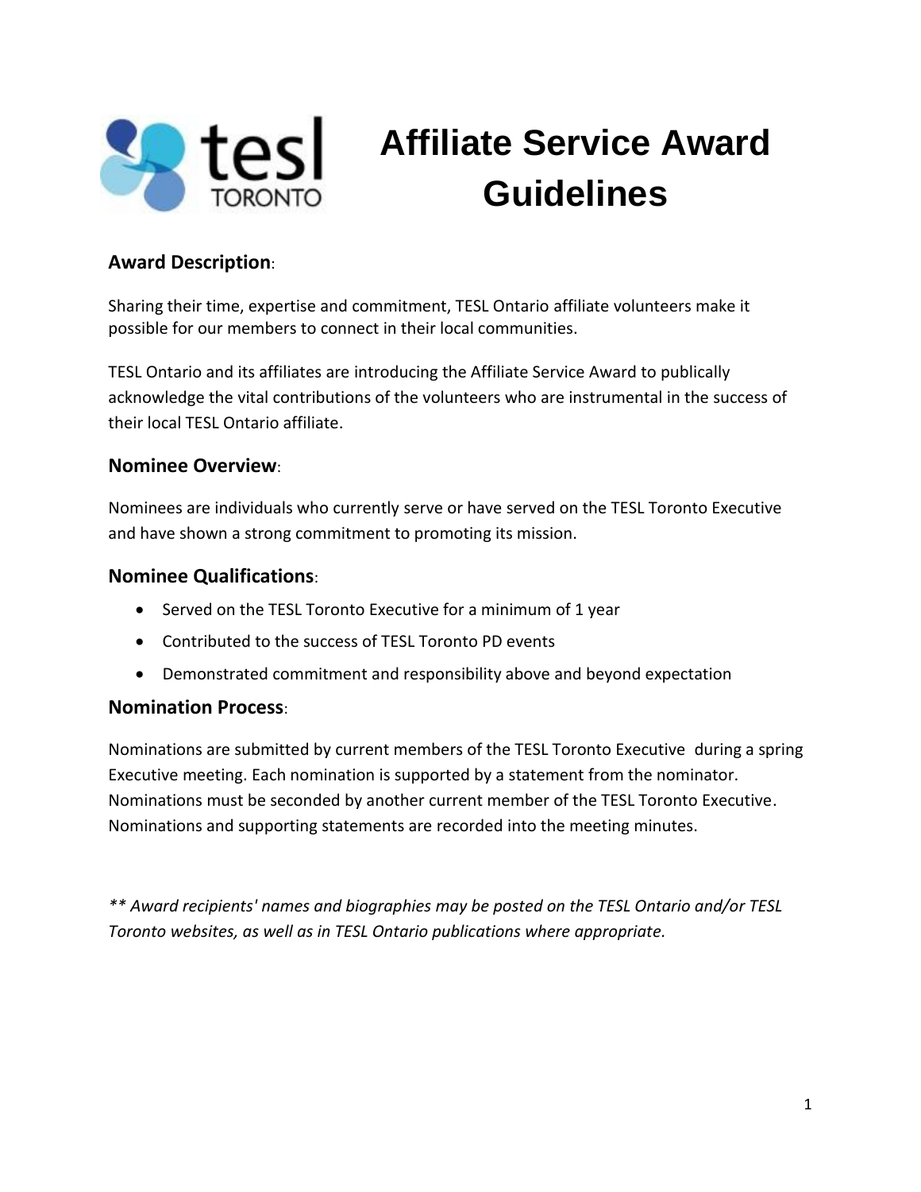# Affiliate Service Award Guidelines

## Award Description:

Sharing their time, expertise and commitment, TESL Ontario affiliate volunteers make it possible for our members to connect in their local communities.

TESL Ontario and its affiliates are introducing the Affiliate Service Award to publically acknowledge the vital contributions of the volunteers who are instrumental in the success of their local TESL Ontario affiliate.

## Nominee Overview:

Nominees are individuals who currently serve or have served on the TESL Toronto Executive and have shown a strong commitment to promoting its mission.

## Nominee Qualifications:

- Served on the TESL Toronto Executive for a minimum of 1 year
- Contributed to the success of TESL Toronto PD events
- Demonstrated commitment and responsibility above and beyond expectation

## Nomination Process:

Nominations are submitted by current members of the TESL Toronto Executive during a spring Executive meeting. Each nomination is supported by a statement from the nominator. Nominations must be seconded by another current member of the TESL Toronto Executive. Nominations and supporting statements are recorded into the meeting minutes.

*** Award recipients' names and biographies may be posted on the TESL Ontario and/or TESL Toronto websites, as well as in TESL Ontario publications where appropriate.*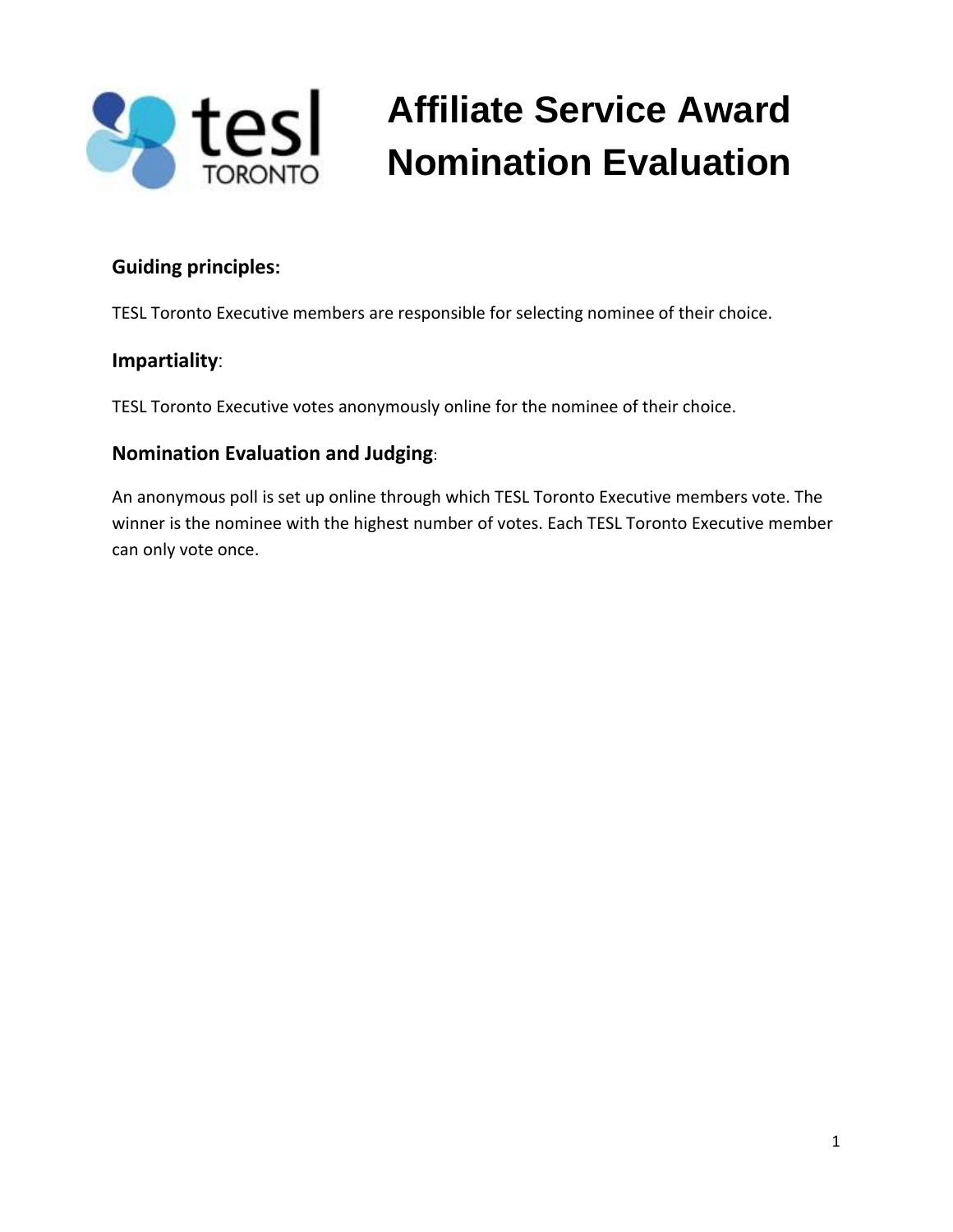# Affiliate Service Award Nomination Evaluation

### Guiding principles:

TESL Toronto Executive members are responsible for selecting nominee of their choice.

### Impartiality:

TESL Toronto Executive votes anonymously online for the nominee of their choice.

### Nomination Evaluation and Judging:

An anonymous poll is set up online through which TESL Toronto Executive members vote. The winner is the nominee with the highest number of votes. Each TESL Toronto Executive member can only vote once.